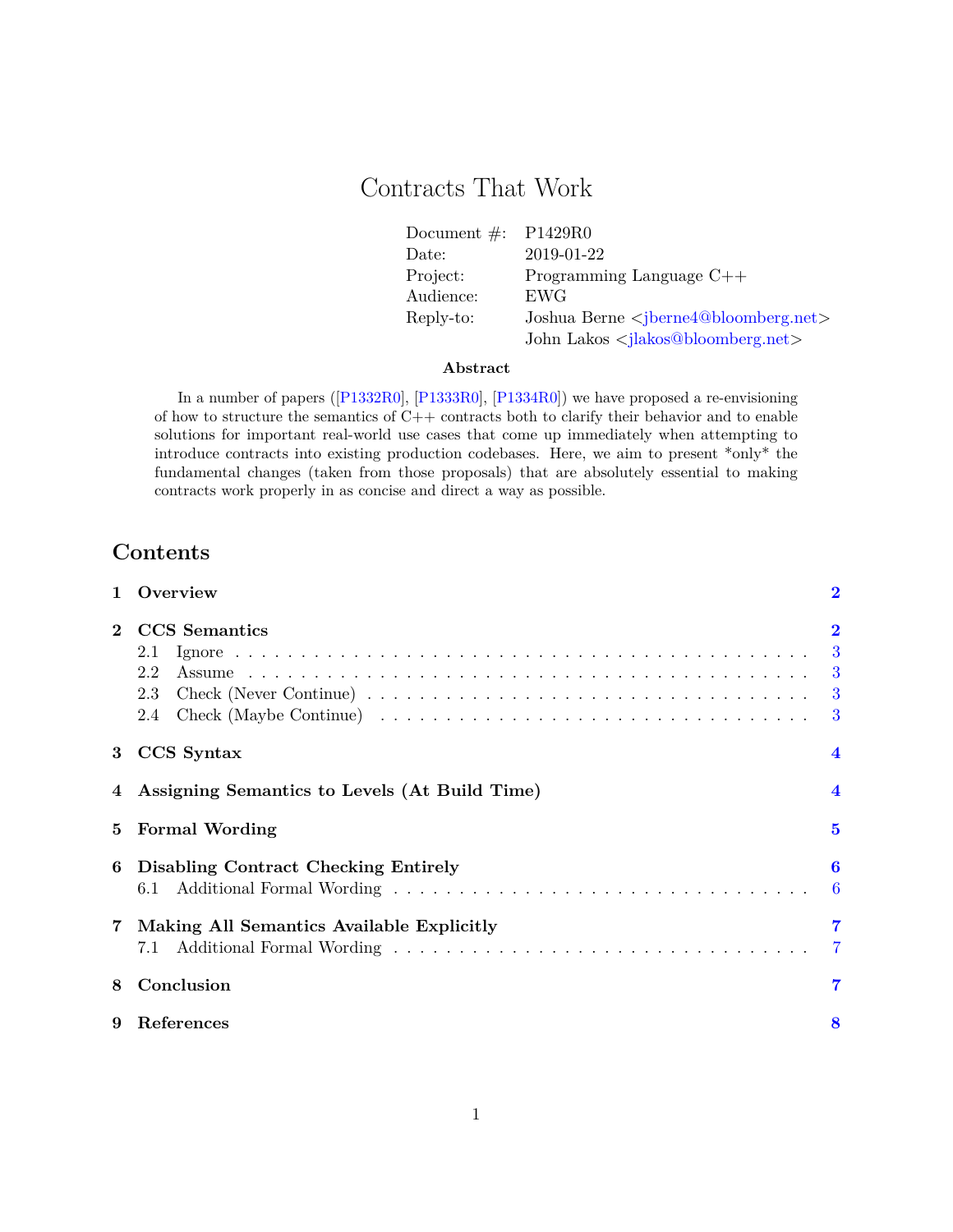# Contracts That Work

| | |
|---|---|
| Document #: | P1429R0 |
| Date: | 2019-01-22 |
| Project: | Programming Language C++ |
| Audience: | EWG |
| Reply-to: | Joshua Berne <jberne4@bloomberg.net> |
| | John Lakos <jlakos@bloomberg.net> |

**Abstract**

In a number of papers ([P1332R0], [P1333R0], [P1334R0]) we have proposed a re-envisioning of how to structure the semantics of C++ contracts both to clarify their behavior and to enable solutions for important real-world use cases that come up immediately when attempting to introduce contracts into existing production codebases. Here, we aim to present *only* the fundamental changes (taken from those proposals) that are absolutely essential to making contracts work properly in as concise and direct a way as possible.

## Contents

- **1 Overview** — 2
- **2 CCS Semantics** — 2
  - 2.1 Ignore — 3
  - 2.2 Assume — 3
  - 2.3 Check (Never Continue) — 3
  - 2.4 Check (Maybe Continue) — 3
- **3 CCS Syntax** — 4
- **4 Assigning Semantics to Levels (At Build Time)** — 4
- **5 Formal Wording** — 5
- **6 Disabling Contract Checking Entirely** — 6
  - 6.1 Additional Formal Wording — 6
- **7 Making All Semantics Available Explicitly** — 7
  - 7.1 Additional Formal Wording — 7
- **8 Conclusion** — 7
- **9 References** — 8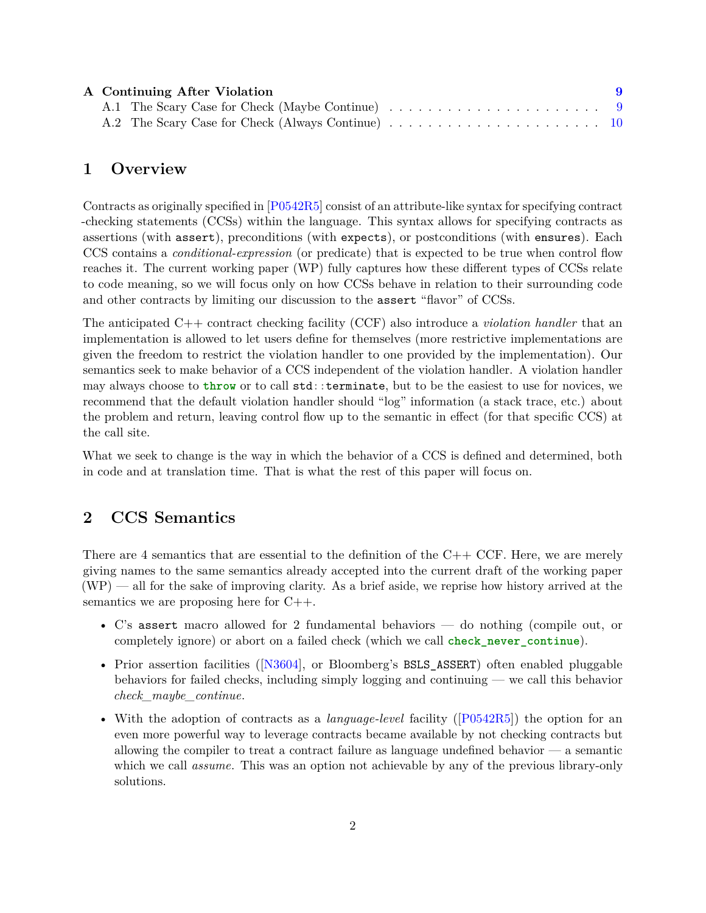**A Continuing After Violation** **9**

A.1 The Scary Case for Check (Maybe Continue) . . . . . . . . . . . . . . . . . . . . . . . 9

A.2 The Scary Case for Check (Always Continue) . . . . . . . . . . . . . . . . . . . . . . 10

# 1 Overview

Contracts as originally specified in [P0542R5] consist of an attribute-like syntax for specifying contract -checking statements (CCSs) within the language. This syntax allows for specifying contracts as assertions (with `assert`), preconditions (with `expects`), or postconditions (with `ensures`). Each CCS contains a *conditional-expression* (or predicate) that is expected to be true when control flow reaches it. The current working paper (WP) fully captures how these different types of CCSs relate to code meaning, so we will focus only on how CCSs behave in relation to their surrounding code and other contracts by limiting our discussion to the `assert` "flavor" of CCSs.

The anticipated C++ contract checking facility (CCF) also introduce a *violation handler* that an implementation is allowed to let users define for themselves (more restrictive implementations are given the freedom to restrict the violation handler to one provided by the implementation). Our semantics seek to make behavior of a CCS independent of the violation handler. A violation handler may always choose to `throw` or to call `std::terminate`, but to be the easiest to use for novices, we recommend that the default violation handler should "log" information (a stack trace, etc.) about the problem and return, leaving control flow up to the semantic in effect (for that specific CCS) at the call site.

What we seek to change is the way in which the behavior of a CCS is defined and determined, both in code and at translation time. That is what the rest of this paper will focus on.

# 2 CCS Semantics

There are 4 semantics that are essential to the definition of the C++ CCF. Here, we are merely giving names to the same semantics already accepted into the current draft of the working paper (WP) — all for the sake of improving clarity. As a brief aside, we reprise how history arrived at the semantics we are proposing here for C++.

- C's `assert` macro allowed for 2 fundamental behaviors — do nothing (compile out, or completely ignore) or abort on a failed check (which we call `check_never_continue`).
- Prior assertion facilities ([N3604], or Bloomberg's `BSLS_ASSERT`) often enabled pluggable behaviors for failed checks, including simply logging and continuing — we call this behavior *check_maybe_continue*.
- With the adoption of contracts as a *language-level* facility ([P0542R5]) the option for an even more powerful way to leverage contracts became available by not checking contracts but allowing the compiler to treat a contract failure as language undefined behavior — a semantic which we call *assume*. This was an option not achievable by any of the previous library-only solutions.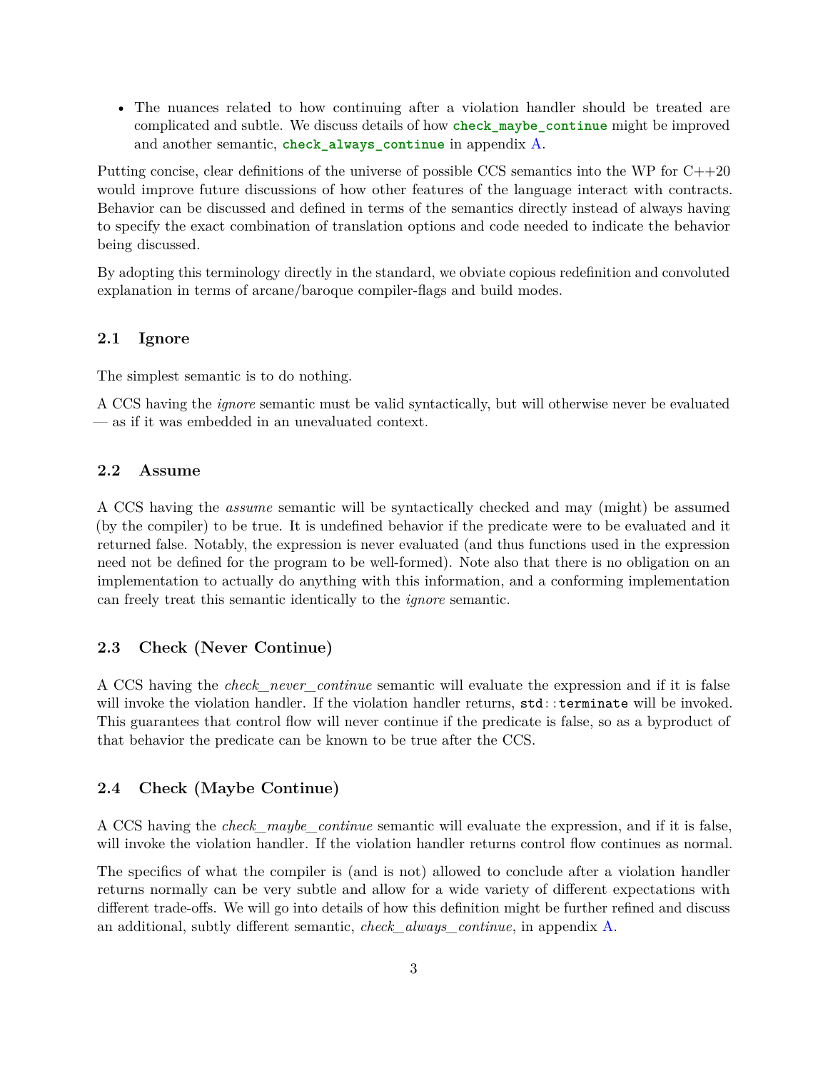- The nuances related to how continuing after a violation handler should be treated are complicated and subtle. We discuss details of how `check_maybe_continue` might be improved and another semantic, `check_always_continue` in appendix A.

Putting concise, clear definitions of the universe of possible CCS semantics into the WP for C++20 would improve future discussions of how other features of the language interact with contracts. Behavior can be discussed and defined in terms of the semantics directly instead of always having to specify the exact combination of translation options and code needed to indicate the behavior being discussed.

By adopting this terminology directly in the standard, we obviate copious redefinition and convoluted explanation in terms of arcane/baroque compiler-flags and build modes.

### 2.1 Ignore

The simplest semantic is to do nothing.

A CCS having the *ignore* semantic must be valid syntactically, but will otherwise never be evaluated — as if it was embedded in an unevaluated context.

### 2.2 Assume

A CCS having the *assume* semantic will be syntactically checked and may (might) be assumed (by the compiler) to be true. It is undefined behavior if the predicate were to be evaluated and it returned false. Notably, the expression is never evaluated (and thus functions used in the expression need not be defined for the program to be well-formed). Note also that there is no obligation on an implementation to actually do anything with this information, and a conforming implementation can freely treat this semantic identically to the *ignore* semantic.

### 2.3 Check (Never Continue)

A CCS having the *check_never_continue* semantic will evaluate the expression and if it is false will invoke the violation handler. If the violation handler returns, `std::terminate` will be invoked. This guarantees that control flow will never continue if the predicate is false, so as a byproduct of that behavior the predicate can be known to be true after the CCS.

### 2.4 Check (Maybe Continue)

A CCS having the *check_maybe_continue* semantic will evaluate the expression, and if it is false, will invoke the violation handler. If the violation handler returns control flow continues as normal.

The specifics of what the compiler is (and is not) allowed to conclude after a violation handler returns normally can be very subtle and allow for a wide variety of different expectations with different trade-offs. We will go into details of how this definition might be further refined and discuss an additional, subtly different semantic, *check_always_continue*, in appendix A.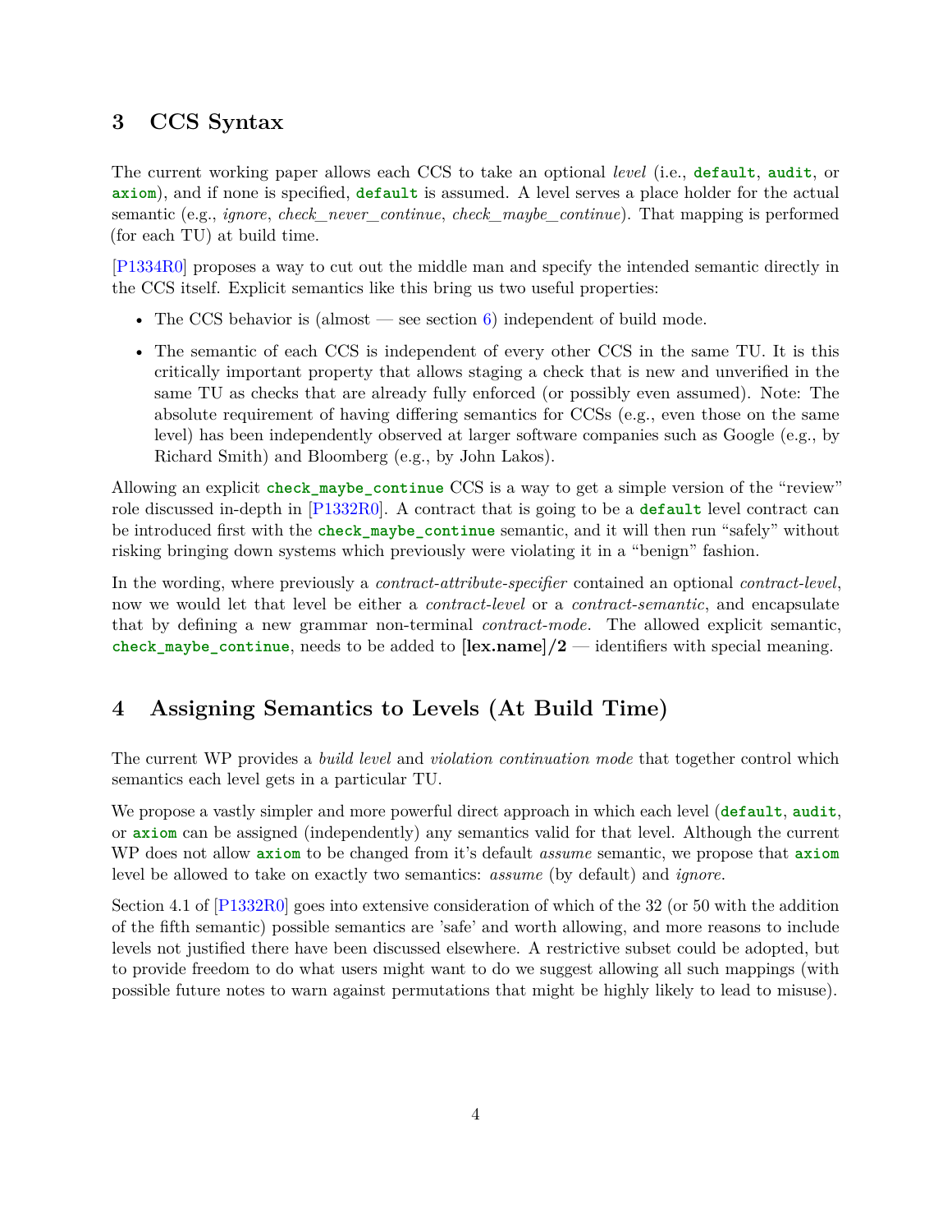## 3 CCS Syntax

The current working paper allows each CCS to take an optional *level* (i.e., **`default`**, **`audit`**, or **`axiom`**), and if none is specified, **`default`** is assumed. A level serves a place holder for the actual semantic (e.g., *ignore*, *check_never_continue*, *check_maybe_continue*). That mapping is performed (for each TU) at build time.

[P1334R0] proposes a way to cut out the middle man and specify the intended semantic directly in the CCS itself. Explicit semantics like this bring us two useful properties:

- The CCS behavior is (almost — see section 6) independent of build mode.
- The semantic of each CCS is independent of every other CCS in the same TU. It is this critically important property that allows staging a check that is new and unverified in the same TU as checks that are already fully enforced (or possibly even assumed). Note: The absolute requirement of having differing semantics for CCSs (e.g., even those on the same level) has been independently observed at larger software companies such as Google (e.g., by Richard Smith) and Bloomberg (e.g., by John Lakos).

Allowing an explicit **`check_maybe_continue`** CCS is a way to get a simple version of the "review" role discussed in-depth in [P1332R0]. A contract that is going to be a **`default`** level contract can be introduced first with the **`check_maybe_continue`** semantic, and it will then run "safely" without risking bringing down systems which previously were violating it in a "benign" fashion.

In the wording, where previously a *contract-attribute-specifier* contained an optional *contract-level*, now we would let that level be either a *contract-level* or a *contract-semantic*, and encapsulate that by defining a new grammar non-terminal *contract-mode*. The allowed explicit semantic, **`check_maybe_continue`**, needs to be added to **[lex.name]/2** — identifiers with special meaning.

## 4 Assigning Semantics to Levels (At Build Time)

The current WP provides a *build level* and *violation continuation mode* that together control which semantics each level gets in a particular TU.

We propose a vastly simpler and more powerful direct approach in which each level (**`default`**, **`audit`**, or **`axiom`** can be assigned (independently) any semantics valid for that level. Although the current WP does not allow **`axiom`** to be changed from it's default *assume* semantic, we propose that **`axiom`** level be allowed to take on exactly two semantics: *assume* (by default) and *ignore*.

Section 4.1 of [P1332R0] goes into extensive consideration of which of the 32 (or 50 with the addition of the fifth semantic) possible semantics are 'safe' and worth allowing, and more reasons to include levels not justified there have been discussed elsewhere. A restrictive subset could be adopted, but to provide freedom to do what users might want to do we suggest allowing all such mappings (with possible future notes to warn against permutations that might be highly likely to lead to misuse).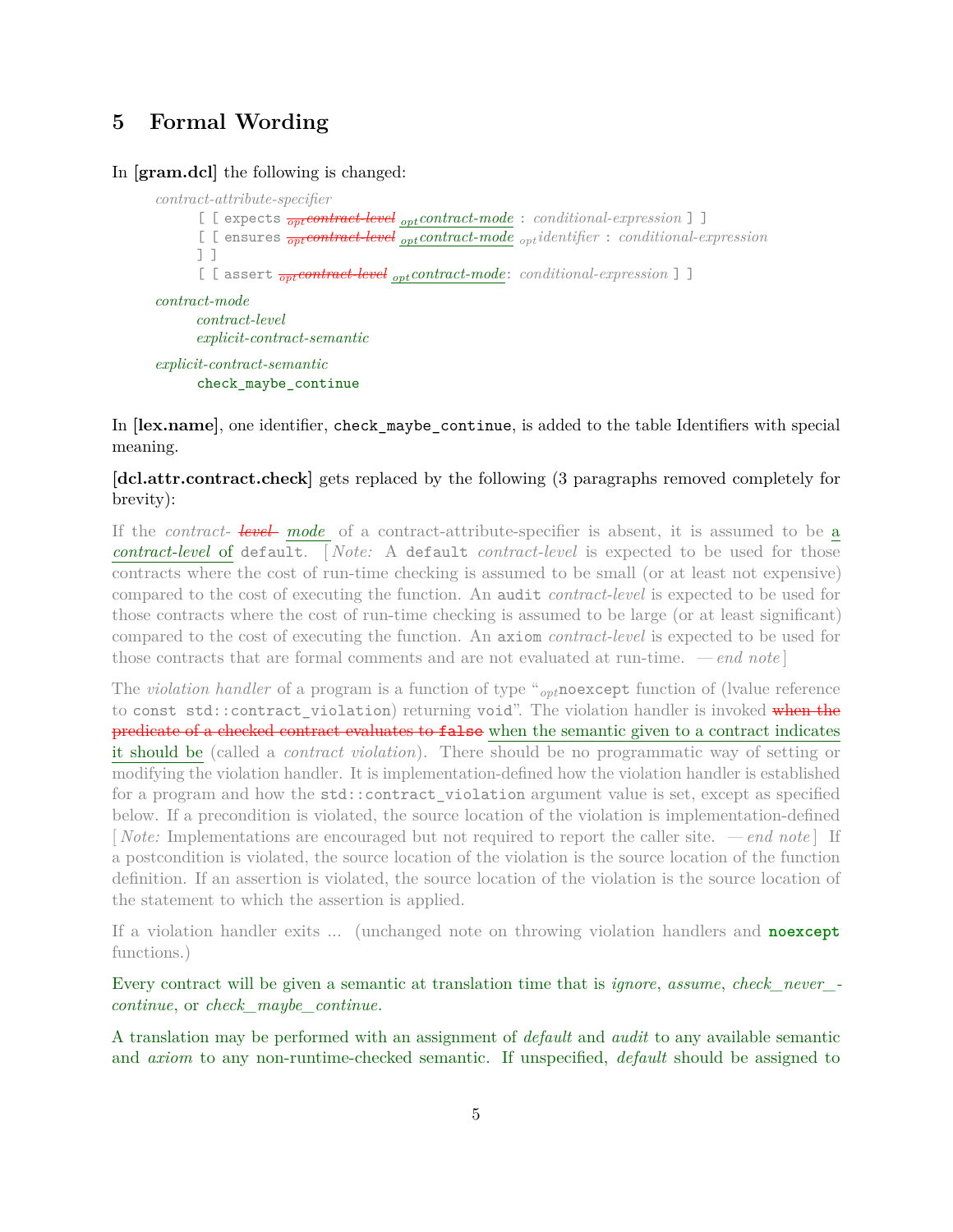## 5 Formal Wording

In **[gram.dcl]** the following is changed:

*contract-attribute-specifier*
    [ [ `expects` ~~*contract-level*$_{opt}$~~ *contract-mode*$_{opt}$ : *conditional-expression* ] ]
    [ [ `ensures` ~~*contract-level*$_{opt}$~~ *contract-mode*$_{opt}$ *identifier*$_{opt}$ : *conditional-expression* ] ]
    [ [ `assert` ~~*contract-level*$_{opt}$~~ *contract-mode*$_{opt}$: *conditional-expression* ] ]

*contract-mode*
    *contract-level*
    *explicit-contract-semantic*

*explicit-contract-semantic*
    `check_maybe_continue`

In **[lex.name]**, one identifier, `check_maybe_continue`, is added to the table Identifiers with special meaning.

**[dcl.attr.contract.check]** gets replaced by the following (3 paragraphs removed completely for brevity):

If the *contract-* ~~*level*~~ *mode* of a contract-attribute-specifier is absent, it is assumed to be a *contract-level* of `default`. [ *Note:* A `default` *contract-level* is expected to be used for those contracts where the cost of run-time checking is assumed to be small (or at least not expensive) compared to the cost of executing the function. An `audit` *contract-level* is expected to be used for those contracts where the cost of run-time checking is assumed to be large (or at least significant) compared to the cost of executing the function. An `axiom` *contract-level* is expected to be used for those contracts that are formal comments and are not evaluated at run-time. — *end note* ]

The *violation handler* of a program is a function of type "$_{opt}$`noexcept` function of (lvalue reference to `const std::contract_violation`) returning `void`". The violation handler is invoked ~~when the predicate of a checked contract evaluates to `false`~~ when the semantic given to a contract indicates it should be (called a *contract violation*). There should be no programmatic way of setting or modifying the violation handler. It is implementation-defined how the violation handler is established for a program and how the `std::contract_violation` argument value is set, except as specified below. If a precondition is violated, the source location of the violation is implementation-defined [ *Note:* Implementations are encouraged but not required to report the caller site. — *end note* ] If a postcondition is violated, the source location of the violation is the source location of the function definition. If an assertion is violated, the source location of the violation is the source location of the statement to which the assertion is applied.

If a violation handler exits ... (unchanged note on throwing violation handlers and `noexcept` functions.)

Every contract will be given a semantic at translation time that is *ignore*, *assume*, *check_never_continue*, or *check_maybe_continue*.

A translation may be performed with an assignment of *default* and *audit* to any available semantic and *axiom* to any non-runtime-checked semantic. If unspecified, *default* should be assigned to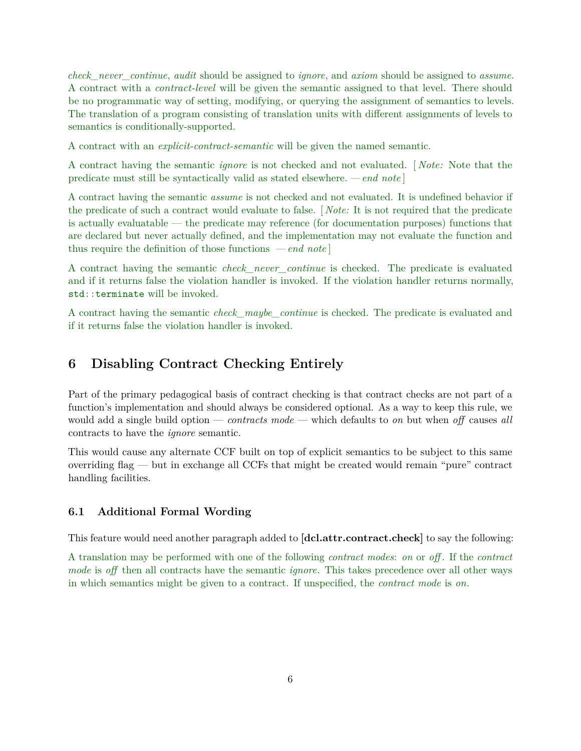*check_never_continue*, *audit* should be assigned to *ignore*, and *axiom* should be assigned to *assume*. A contract with a *contract-level* will be given the semantic assigned to that level. There should be no programmatic way of setting, modifying, or querying the assignment of semantics to levels. The translation of a program consisting of translation units with different assignments of levels to semantics is conditionally-supported.

A contract with an *explicit-contract-semantic* will be given the named semantic.

A contract having the semantic *ignore* is not checked and not evaluated. [ *Note:* Note that the predicate must still be syntactically valid as stated elsewhere. — *end note* ]

A contract having the semantic *assume* is not checked and not evaluated. It is undefined behavior if the predicate of such a contract would evaluate to false. [ *Note:* It is not required that the predicate is actually evaluatable — the predicate may reference (for documentation purposes) functions that are declared but never actually defined, and the implementation may not evaluate the function and thus require the definition of those functions — *end note* ]

A contract having the semantic *check_never_continue* is checked. The predicate is evaluated and if it returns false the violation handler is invoked. If the violation handler returns normally, `std::terminate` will be invoked.

A contract having the semantic *check_maybe_continue* is checked. The predicate is evaluated and if it returns false the violation handler is invoked.

# 6 Disabling Contract Checking Entirely

Part of the primary pedagogical basis of contract checking is that contract checks are not part of a function's implementation and should always be considered optional. As a way to keep this rule, we would add a single build option — *contracts mode* — which defaults to *on* but when *off* causes *all* contracts to have the *ignore* semantic.

This would cause any alternate CCF built on top of explicit semantics to be subject to this same overriding flag — but in exchange all CCFs that might be created would remain "pure" contract handling facilities.

## 6.1 Additional Formal Wording

This feature would need another paragraph added to **[dcl.attr.contract.check]** to say the following:

A translation may be performed with one of the following *contract modes*: *on* or *off*. If the *contract mode* is *off* then all contracts have the semantic *ignore*. This takes precedence over all other ways in which semantics might be given to a contract. If unspecified, the *contract mode* is *on*.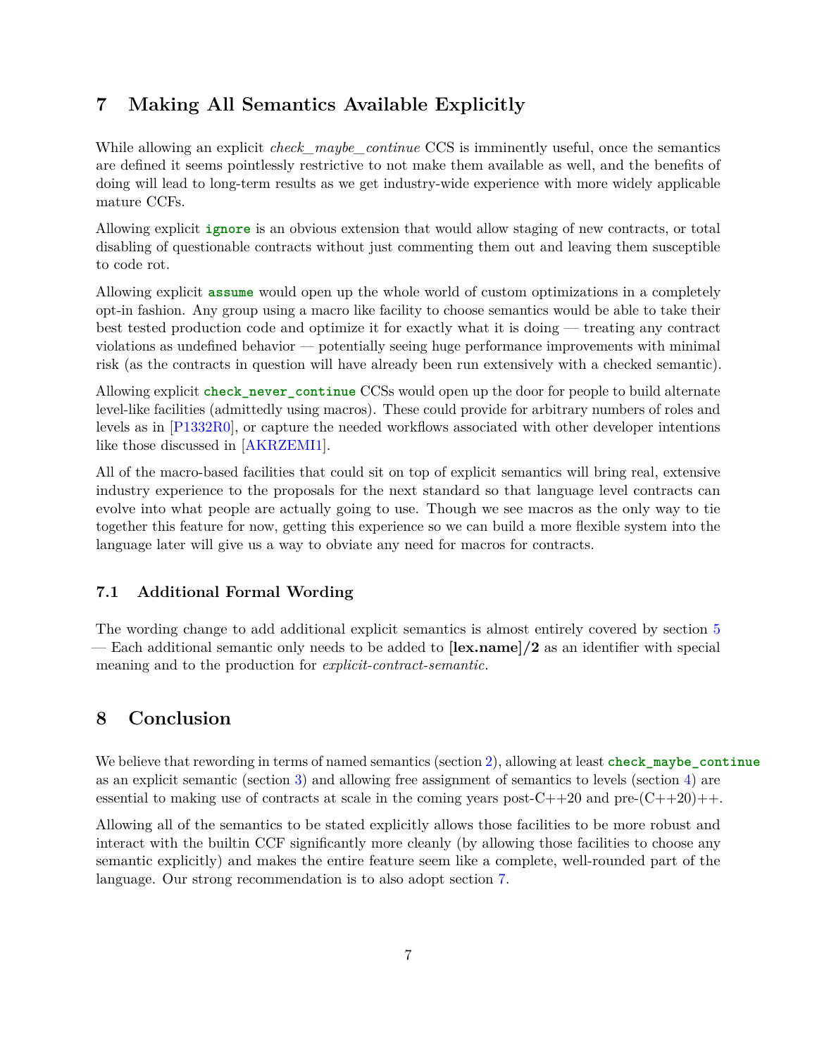## 7 Making All Semantics Available Explicitly

While allowing an explicit *check_maybe_continue* CCS is imminently useful, once the semantics are defined it seems pointlessly restrictive to not make them available as well, and the benefits of doing will lead to long-term results as we get industry-wide experience with more widely applicable mature CCFs.

Allowing explicit `ignore` is an obvious extension that would allow staging of new contracts, or total disabling of questionable contracts without just commenting them out and leaving them susceptible to code rot.

Allowing explicit `assume` would open up the whole world of custom optimizations in a completely opt-in fashion. Any group using a macro like facility to choose semantics would be able to take their best tested production code and optimize it for exactly what it is doing — treating any contract violations as undefined behavior — potentially seeing huge performance improvements with minimal risk (as the contracts in question will have already been run extensively with a checked semantic).

Allowing explicit `check_never_continue` CCSs would open up the door for people to build alternate level-like facilities (admittedly using macros). These could provide for arbitrary numbers of roles and levels as in [P1332R0], or capture the needed workflows associated with other developer intentions like those discussed in [AKRZEMI1].

All of the macro-based facilities that could sit on top of explicit semantics will bring real, extensive industry experience to the proposals for the next standard so that language level contracts can evolve into what people are actually going to use. Though we see macros as the only way to tie together this feature for now, getting this experience so we can build a more flexible system into the language later will give us a way to obviate any need for macros for contracts.

### 7.1 Additional Formal Wording

The wording change to add additional explicit semantics is almost entirely covered by section 5 — Each additional semantic only needs to be added to **[lex.name]/2** as an identifier with special meaning and to the production for *explicit-contract-semantic*.

## 8 Conclusion

We believe that rewording in terms of named semantics (section 2), allowing at least `check_maybe_continue` as an explicit semantic (section 3) and allowing free assignment of semantics to levels (section 4) are essential to making use of contracts at scale in the coming years post-C++20 and pre-(C++20)++.

Allowing all of the semantics to be stated explicitly allows those facilities to be more robust and interact with the builtin CCF significantly more cleanly (by allowing those facilities to choose any semantic explicitly) and makes the entire feature seem like a complete, well-rounded part of the language. Our strong recommendation is to also adopt section 7.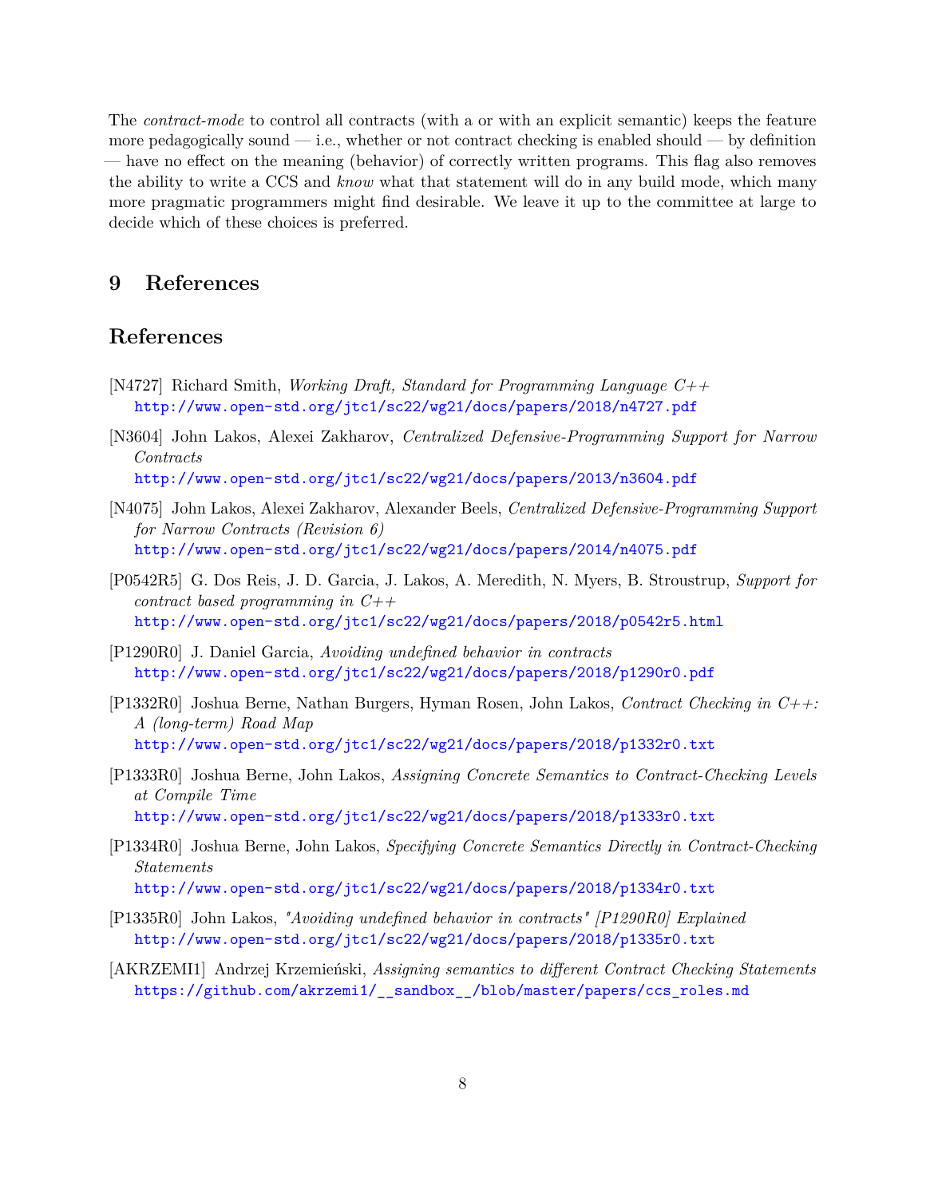The *contract-mode* to control all contracts (with a or with an explicit semantic) keeps the feature more pedagogically sound — i.e., whether or not contract checking is enabled should — by definition — have no effect on the meaning (behavior) of correctly written programs. This flag also removes the ability to write a CCS and *know* what that statement will do in any build mode, which many more pragmatic programmers might find desirable. We leave it up to the committee at large to decide which of these choices is preferred.

## 9 References

## References

[N4727] Richard Smith, *Working Draft, Standard for Programming Language C++*
http://www.open-std.org/jtc1/sc22/wg21/docs/papers/2018/n4727.pdf

[N3604] John Lakos, Alexei Zakharov, *Centralized Defensive-Programming Support for Narrow Contracts*
http://www.open-std.org/jtc1/sc22/wg21/docs/papers/2013/n3604.pdf

[N4075] John Lakos, Alexei Zakharov, Alexander Beels, *Centralized Defensive-Programming Support for Narrow Contracts (Revision 6)*
http://www.open-std.org/jtc1/sc22/wg21/docs/papers/2014/n4075.pdf

[P0542R5] G. Dos Reis, J. D. Garcia, J. Lakos, A. Meredith, N. Myers, B. Stroustrup, *Support for contract based programming in C++*
http://www.open-std.org/jtc1/sc22/wg21/docs/papers/2018/p0542r5.html

[P1290R0] J. Daniel Garcia, *Avoiding undefined behavior in contracts*
http://www.open-std.org/jtc1/sc22/wg21/docs/papers/2018/p1290r0.pdf

[P1332R0] Joshua Berne, Nathan Burgers, Hyman Rosen, John Lakos, *Contract Checking in C++: A (long-term) Road Map*
http://www.open-std.org/jtc1/sc22/wg21/docs/papers/2018/p1332r0.txt

[P1333R0] Joshua Berne, John Lakos, *Assigning Concrete Semantics to Contract-Checking Levels at Compile Time*
http://www.open-std.org/jtc1/sc22/wg21/docs/papers/2018/p1333r0.txt

[P1334R0] Joshua Berne, John Lakos, *Specifying Concrete Semantics Directly in Contract-Checking Statements*
http://www.open-std.org/jtc1/sc22/wg21/docs/papers/2018/p1334r0.txt

[P1335R0] John Lakos, *"Avoiding undefined behavior in contracts" [P1290R0] Explained*
http://www.open-std.org/jtc1/sc22/wg21/docs/papers/2018/p1335r0.txt

[AKRZEMI1] Andrzej Krzemieński, *Assigning semantics to different Contract Checking Statements*
https://github.com/akrzemi1/__sandbox__/blob/master/papers/ccs_roles.md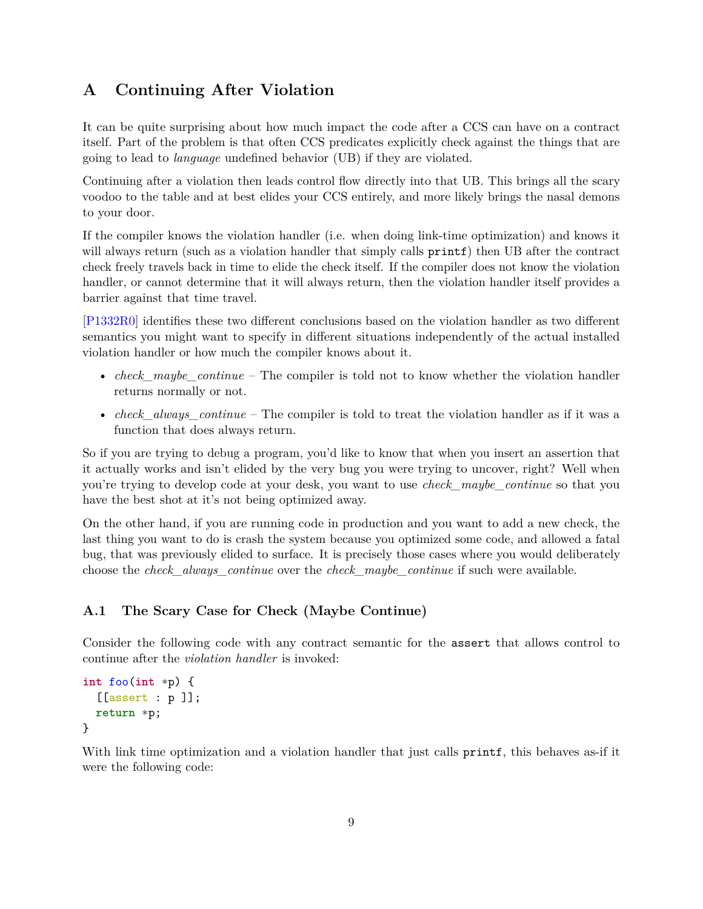# A Continuing After Violation

It can be quite surprising about how much impact the code after a CCS can have on a contract itself. Part of the problem is that often CCS predicates explicitly check against the things that are going to lead to *language* undefined behavior (UB) if they are violated.

Continuing after a violation then leads control flow directly into that UB. This brings all the scary voodoo to the table and at best elides your CCS entirely, and more likely brings the nasal demons to your door.

If the compiler knows the violation handler (i.e. when doing link-time optimization) and knows it will always return (such as a violation handler that simply calls `printf`) then UB after the contract check freely travels back in time to elide the check itself. If the compiler does not know the violation handler, or cannot determine that it will always return, then the violation handler itself provides a barrier against that time travel.

[P1332R0] identifies these two different conclusions based on the violation handler as two different semantics you might want to specify in different situations independently of the actual installed violation handler or how much the compiler knows about it.

- *check_maybe_continue* – The compiler is told not to know whether the violation handler returns normally or not.
- *check_always_continue* – The compiler is told to treat the violation handler as if it was a function that does always return.

So if you are trying to debug a program, you'd like to know that when you insert an assertion that it actually works and isn't elided by the very bug you were trying to uncover, right? Well when you're trying to develop code at your desk, you want to use *check_maybe_continue* so that you have the best shot at it's not being optimized away.

On the other hand, if you are running code in production and you want to add a new check, the last thing you want to do is crash the system because you optimized some code, and allowed a fatal bug, that was previously elided to surface. It is precisely those cases where you would deliberately choose the *check_always_continue* over the *check_maybe_continue* if such were available.

## A.1 The Scary Case for Check (Maybe Continue)

Consider the following code with any contract semantic for the `assert` that allows control to continue after the *violation handler* is invoked:

```
int foo(int *p) {
  [[assert : p ]];
  return *p;
}
```

With link time optimization and a violation handler that just calls `printf`, this behaves as-if it were the following code: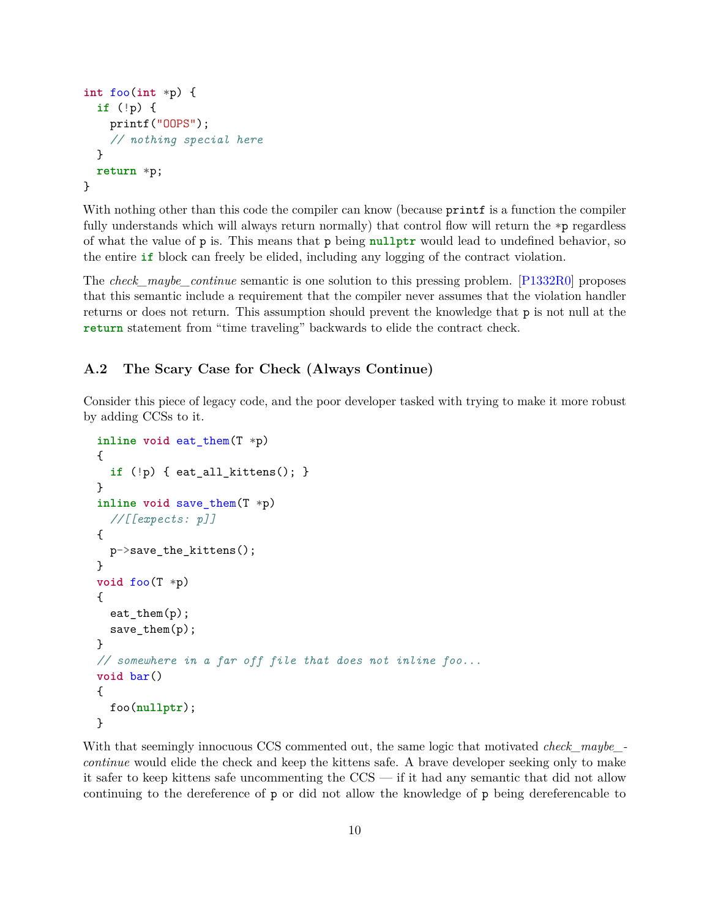```
int foo(int *p) {
  if (!p) {
    printf("OOPS");
    // nothing special here
  }
  return *p;
}
```

With nothing other than this code the compiler can know (because `printf` is a function the compiler fully understands which will always return normally) that control flow will return the `*p` regardless of what the value of `p` is. This means that `p` being `nullptr` would lead to undefined behavior, so the entire `if` block can freely be elided, including any logging of the contract violation.

The *check_maybe_continue* semantic is one solution to this pressing problem. [P1332R0] proposes that this semantic include a requirement that the compiler never assumes that the violation handler returns or does not return. This assumption should prevent the knowledge that `p` is not null at the `return` statement from "time traveling" backwards to elide the contract check.

### A.2 The Scary Case for Check (Always Continue)

Consider this piece of legacy code, and the poor developer tasked with trying to make it more robust by adding CCSs to it.

```
inline void eat_them(T *p)
{
  if (!p) { eat_all_kittens(); }
}
inline void save_them(T *p)
  //[[expects: p]]
{
  p->save_the_kittens();
}
void foo(T *p)
{
  eat_them(p);
  save_them(p);
}
// somewhere in a far off file that does not inline foo...
void bar()
{
  foo(nullptr);
}
```

With that seemingly innocuous CCS commented out, the same logic that motivated *check_maybe_continue* would elide the check and keep the kittens safe. A brave developer seeking only to make it safer to keep kittens safe uncommenting the CCS — if it had any semantic that did not allow continuing to the dereference of `p` or did not allow the knowledge of `p` being dereferencable to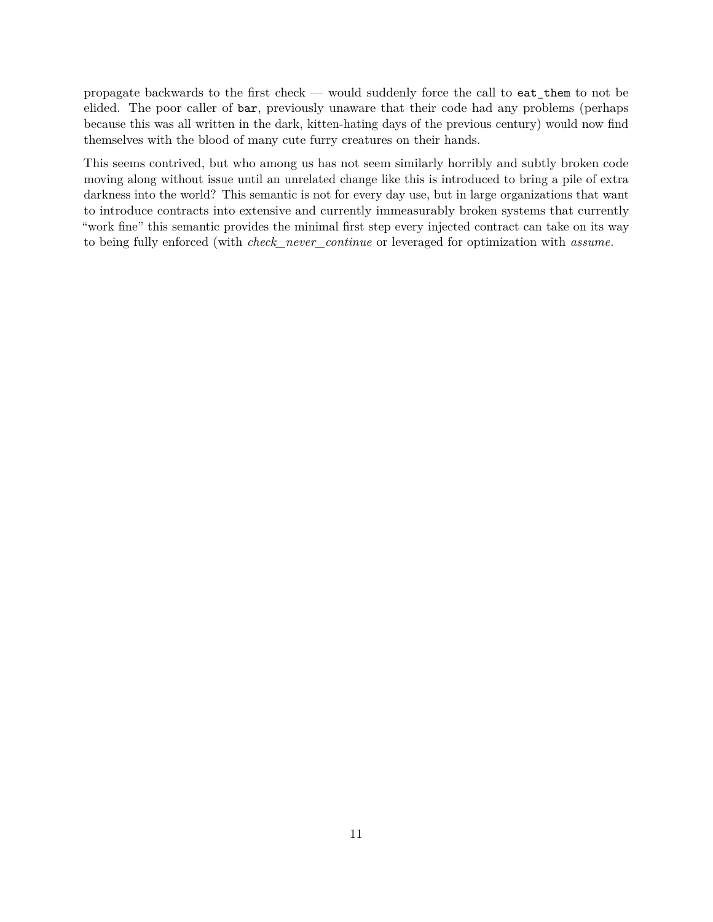propagate backwards to the first check — would suddenly force the call to `eat_them` to not be elided. The poor caller of `bar`, previously unaware that their code had any problems (perhaps because this was all written in the dark, kitten-hating days of the previous century) would now find themselves with the blood of many cute furry creatures on their hands.

This seems contrived, but who among us has not seem similarly horribly and subtly broken code moving along without issue until an unrelated change like this is introduced to bring a pile of extra darkness into the world? This semantic is not for every day use, but in large organizations that want to introduce contracts into extensive and currently immeasurably broken systems that currently "work fine" this semantic provides the minimal first step every injected contract can take on its way to being fully enforced (with *check_never_continue* or leveraged for optimization with *assume*.